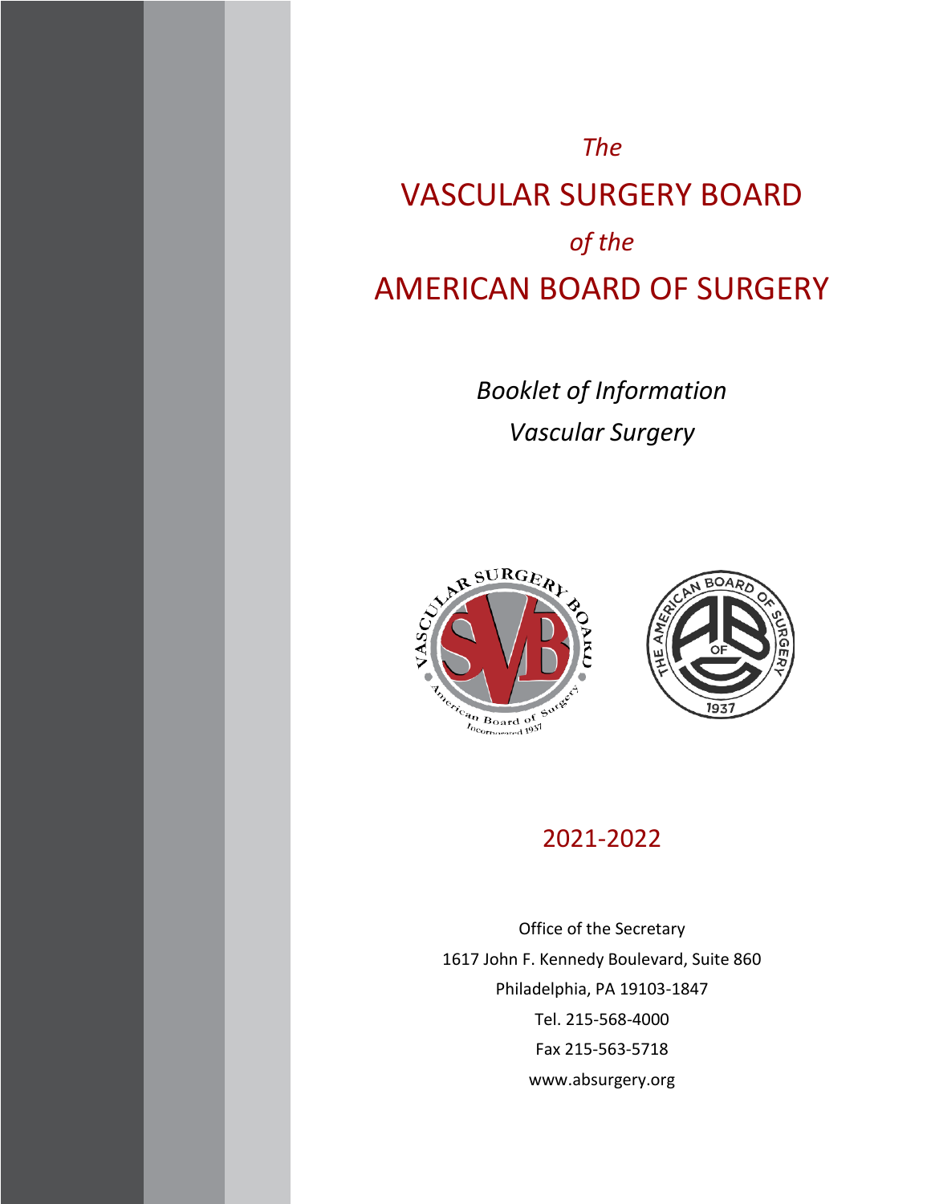*The*

# VASCULAR SURGERY BOARD

*of the*

# AMERICAN BOARD OF SURGERY

*Booklet of Information*

*Vascular Surgery*

2021-2022

Office of the Secretary

1617 John F. Kennedy Boulevard, Suite 860

Philadelphia, PA 19103-1847

Tel. 215-568-4000

Fax 215-563-5718

www.absurgery.org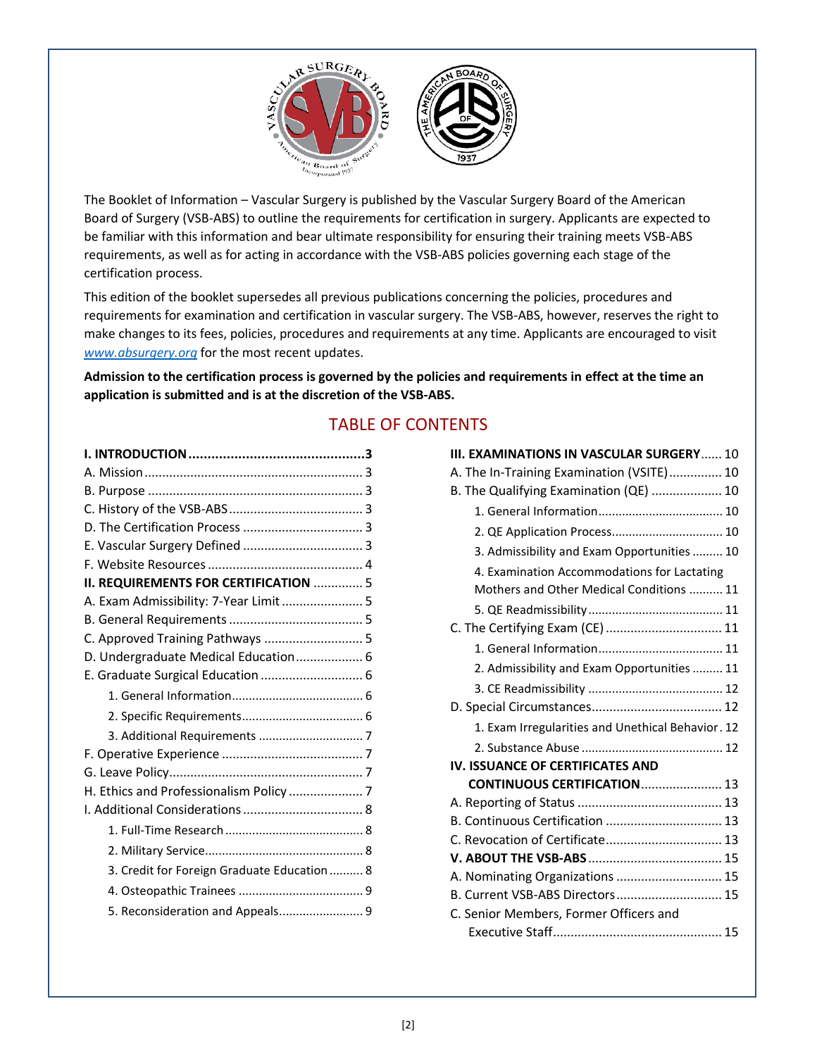The Booklet of Information – Vascular Surgery is published by the Vascular Surgery Board of the American Board of Surgery (VSB-ABS) to outline the requirements for certification in surgery. Applicants are expected to be familiar with this information and bear ultimate responsibility for ensuring their training meets VSB-ABS requirements, as well as for acting in accordance with the VSB-ABS policies governing each stage of the certification process.

This edition of the booklet supersedes all previous publications concerning the policies, procedures and requirements for examination and certification in vascular surgery. The VSB-ABS, however, reserves the right to make changes to its fees, policies, procedures and requirements at any time. Applicants are encouraged to visit *www.absurgery.org* for the most recent updates.

**Admission to the certification process is governed by the policies and requirements in effect at the time an application is submitted and is at the discretion of the VSB-ABS.**

## TABLE OF CONTENTS

**I. INTRODUCTION .......... 3**
- A. Mission .......... 3
- B. Purpose .......... 3
- C. History of the VSB-ABS .......... 3
- D. The Certification Process .......... 3
- E. Vascular Surgery Defined .......... 3
- F. Website Resources .......... 4

**II. REQUIREMENTS FOR CERTIFICATION .......... 5**
- A. Exam Admissibility: 7-Year Limit .......... 5
- B. General Requirements .......... 5
- C. Approved Training Pathways .......... 5
- D. Undergraduate Medical Education .......... 6
- E. Graduate Surgical Education .......... 6
  - 1. General Information .......... 6
  - 2. Specific Requirements .......... 6
  - 3. Additional Requirements .......... 7
- F. Operative Experience .......... 7
- G. Leave Policy .......... 7
- H. Ethics and Professionalism Policy .......... 7
- I. Additional Considerations .......... 8
  - 1. Full-Time Research .......... 8
  - 2. Military Service .......... 8
  - 3. Credit for Foreign Graduate Education .......... 8
  - 4. Osteopathic Trainees .......... 9
  - 5. Reconsideration and Appeals .......... 9

**III. EXAMINATIONS IN VASCULAR SURGERY .......... 10**
- A. The In-Training Examination (VSITE) .......... 10
- B. The Qualifying Examination (QE) .......... 10
  - 1. General Information .......... 10
  - 2. QE Application Process .......... 10
  - 3. Admissibility and Exam Opportunities .......... 10
  - 4. Examination Accommodations for Lactating Mothers and Other Medical Conditions .......... 11
  - 5. QE Readmissibility .......... 11
- C. The Certifying Exam (CE) .......... 11
  - 1. General Information .......... 11
  - 2. Admissibility and Exam Opportunities .......... 11
  - 3. CE Readmissibility .......... 12
- D. Special Circumstances .......... 12
  - 1. Exam Irregularities and Unethical Behavior .......... 12
  - 2. Substance Abuse .......... 12

**IV. ISSUANCE OF CERTIFICATES AND CONTINUOUS CERTIFICATION .......... 13**
- A. Reporting of Status .......... 13
- B. Continuous Certification .......... 13
- C. Revocation of Certificate .......... 13

**V. ABOUT THE VSB-ABS .......... 15**
- A. Nominating Organizations .......... 15
- B. Current VSB-ABS Directors .......... 15
- C. Senior Members, Former Officers and Executive Staff .......... 15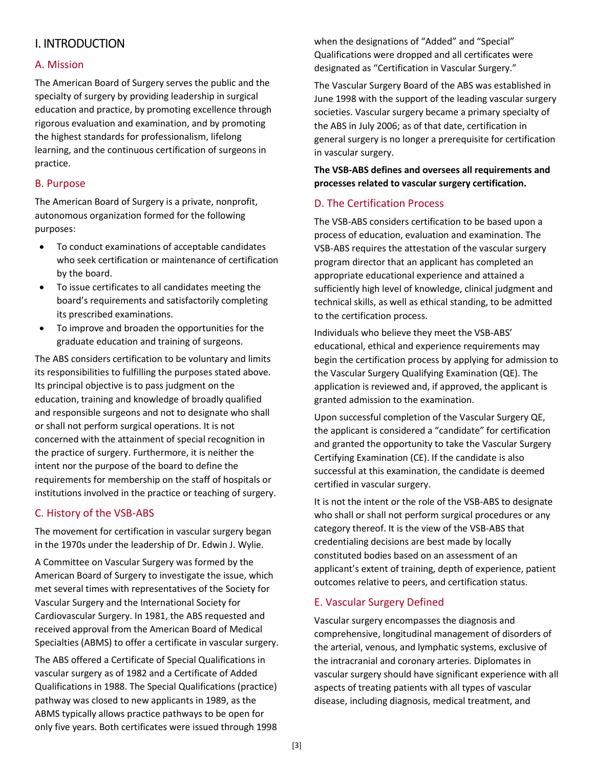# I. INTRODUCTION

## A. Mission

The American Board of Surgery serves the public and the specialty of surgery by providing leadership in surgical education and practice, by promoting excellence through rigorous evaluation and examination, and by promoting the highest standards for professionalism, lifelong learning, and the continuous certification of surgeons in practice.

## B. Purpose

The American Board of Surgery is a private, nonprofit, autonomous organization formed for the following purposes:

- To conduct examinations of acceptable candidates who seek certification or maintenance of certification by the board.
- To issue certificates to all candidates meeting the board's requirements and satisfactorily completing its prescribed examinations.
- To improve and broaden the opportunities for the graduate education and training of surgeons.

The ABS considers certification to be voluntary and limits its responsibilities to fulfilling the purposes stated above. Its principal objective is to pass judgment on the education, training and knowledge of broadly qualified and responsible surgeons and not to designate who shall or shall not perform surgical operations. It is not concerned with the attainment of special recognition in the practice of surgery. Furthermore, it is neither the intent nor the purpose of the board to define the requirements for membership on the staff of hospitals or institutions involved in the practice or teaching of surgery.

## C. History of the VSB-ABS

The movement for certification in vascular surgery began in the 1970s under the leadership of Dr. Edwin J. Wylie.

A Committee on Vascular Surgery was formed by the American Board of Surgery to investigate the issue, which met several times with representatives of the Society for Vascular Surgery and the International Society for Cardiovascular Surgery. In 1981, the ABS requested and received approval from the American Board of Medical Specialties (ABMS) to offer a certificate in vascular surgery.

The ABS offered a Certificate of Special Qualifications in vascular surgery as of 1982 and a Certificate of Added Qualifications in 1988. The Special Qualifications (practice) pathway was closed to new applicants in 1989, as the ABMS typically allows practice pathways to be open for only five years. Both certificates were issued through 1998 when the designations of "Added" and "Special" Qualifications were dropped and all certificates were designated as "Certification in Vascular Surgery."

The Vascular Surgery Board of the ABS was established in June 1998 with the support of the leading vascular surgery societies. Vascular surgery became a primary specialty of the ABS in July 2006; as of that date, certification in general surgery is no longer a prerequisite for certification in vascular surgery.

**The VSB-ABS defines and oversees all requirements and processes related to vascular surgery certification.**

## D. The Certification Process

The VSB-ABS considers certification to be based upon a process of education, evaluation and examination. The VSB-ABS requires the attestation of the vascular surgery program director that an applicant has completed an appropriate educational experience and attained a sufficiently high level of knowledge, clinical judgment and technical skills, as well as ethical standing, to be admitted to the certification process.

Individuals who believe they meet the VSB-ABS' educational, ethical and experience requirements may begin the certification process by applying for admission to the Vascular Surgery Qualifying Examination (QE). The application is reviewed and, if approved, the applicant is granted admission to the examination.

Upon successful completion of the Vascular Surgery QE, the applicant is considered a "candidate" for certification and granted the opportunity to take the Vascular Surgery Certifying Examination (CE). If the candidate is also successful at this examination, the candidate is deemed certified in vascular surgery.

It is not the intent or the role of the VSB-ABS to designate who shall or shall not perform surgical procedures or any category thereof. It is the view of the VSB-ABS that credentialing decisions are best made by locally constituted bodies based on an assessment of an applicant's extent of training, depth of experience, patient outcomes relative to peers, and certification status.

## E. Vascular Surgery Defined

Vascular surgery encompasses the diagnosis and comprehensive, longitudinal management of disorders of the arterial, venous, and lymphatic systems, exclusive of the intracranial and coronary arteries. Diplomates in vascular surgery should have significant experience with all aspects of treating patients with all types of vascular disease, including diagnosis, medical treatment, and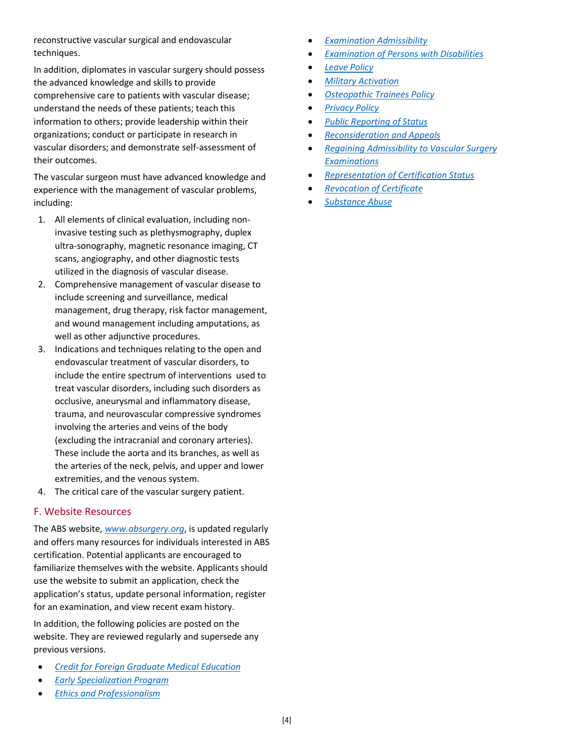reconstructive vascular surgical and endovascular techniques.

In addition, diplomates in vascular surgery should possess the advanced knowledge and skills to provide comprehensive care to patients with vascular disease; understand the needs of these patients; teach this information to others; provide leadership within their organizations; conduct or participate in research in vascular disorders; and demonstrate self-assessment of their outcomes.

The vascular surgeon must have advanced knowledge and experience with the management of vascular problems, including:

1. All elements of clinical evaluation, including non-invasive testing such as plethysmography, duplex ultra-sonography, magnetic resonance imaging, CT scans, angiography, and other diagnostic tests utilized in the diagnosis of vascular disease.
2. Comprehensive management of vascular disease to include screening and surveillance, medical management, drug therapy, risk factor management, and wound management including amputations, as well as other adjunctive procedures.
3. Indications and techniques relating to the open and endovascular treatment of vascular disorders, to include the entire spectrum of interventions used to treat vascular disorders, including such disorders as occlusive, aneurysmal and inflammatory disease, trauma, and neurovascular compressive syndromes involving the arteries and veins of the body (excluding the intracranial and coronary arteries). These include the aorta and its branches, as well as the arteries of the neck, pelvis, and upper and lower extremities, and the venous system.
4. The critical care of the vascular surgery patient.

## F. Website Resources

The ABS website, *www.absurgery.org*, is updated regularly and offers many resources for individuals interested in ABS certification. Potential applicants are encouraged to familiarize themselves with the website. Applicants should use the website to submit an application, check the application's status, update personal information, register for an examination, and view recent exam history.

In addition, the following policies are posted on the website. They are reviewed regularly and supersede any previous versions.

- *Credit for Foreign Graduate Medical Education*
- *Early Specialization Program*
- *Ethics and Professionalism*
- *Examination Admissibility*
- *Examination of Persons with Disabilities*
- *Leave Policy*
- *Military Activation*
- *Osteopathic Trainees Policy*
- *Privacy Policy*
- *Public Reporting of Status*
- *Reconsideration and Appeals*
- *Regaining Admissibility to Vascular Surgery Examinations*
- *Representation of Certification Status*
- *Revocation of Certificate*
- *Substance Abuse*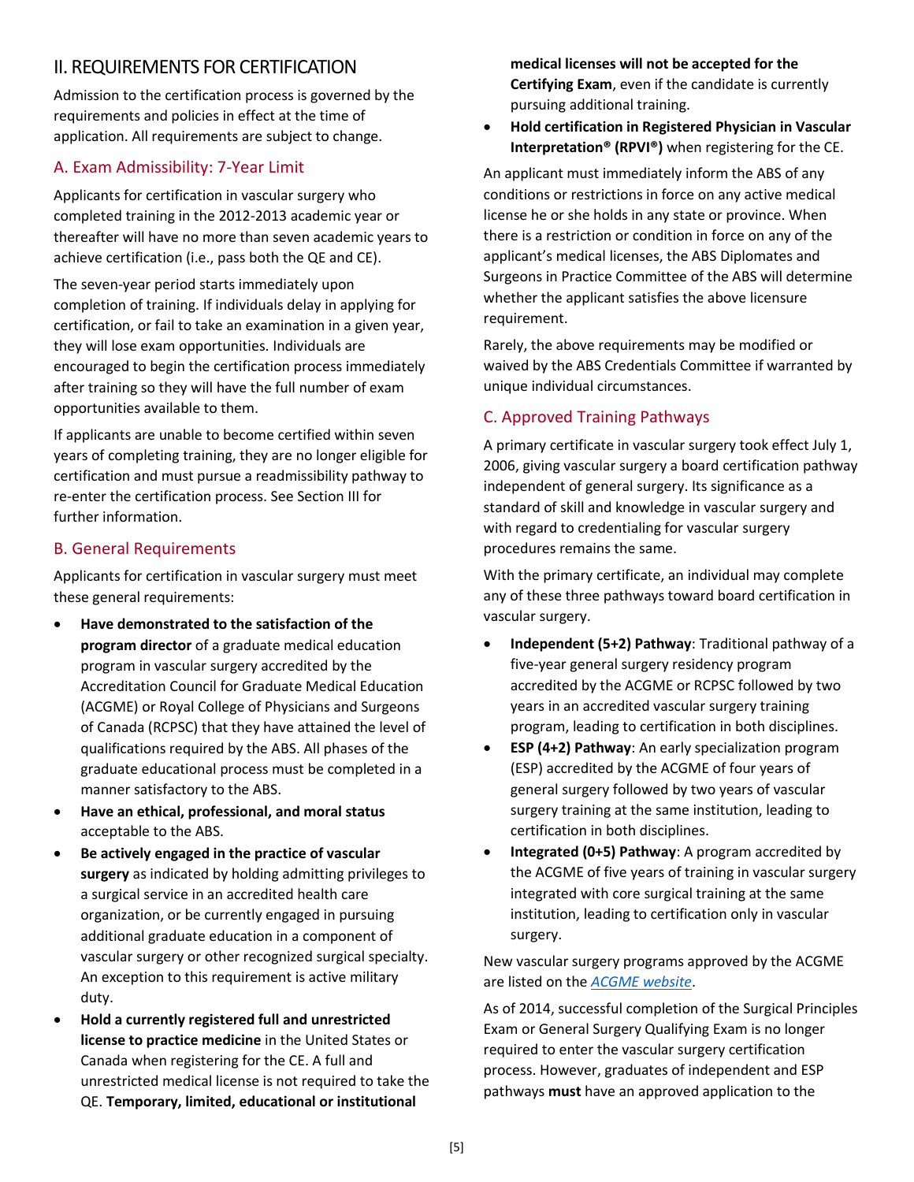## II. REQUIREMENTS FOR CERTIFICATION

Admission to the certification process is governed by the requirements and policies in effect at the time of application. All requirements are subject to change.

### A. Exam Admissibility: 7-Year Limit

Applicants for certification in vascular surgery who completed training in the 2012-2013 academic year or thereafter will have no more than seven academic years to achieve certification (i.e., pass both the QE and CE).

The seven-year period starts immediately upon completion of training. If individuals delay in applying for certification, or fail to take an examination in a given year, they will lose exam opportunities. Individuals are encouraged to begin the certification process immediately after training so they will have the full number of exam opportunities available to them.

If applicants are unable to become certified within seven years of completing training, they are no longer eligible for certification and must pursue a readmissibility pathway to re-enter the certification process. See Section III for further information.

### B. General Requirements

Applicants for certification in vascular surgery must meet these general requirements:

- **Have demonstrated to the satisfaction of the program director** of a graduate medical education program in vascular surgery accredited by the Accreditation Council for Graduate Medical Education (ACGME) or Royal College of Physicians and Surgeons of Canada (RCPSC) that they have attained the level of qualifications required by the ABS. All phases of the graduate educational process must be completed in a manner satisfactory to the ABS.
- **Have an ethical, professional, and moral status** acceptable to the ABS.
- **Be actively engaged in the practice of vascular surgery** as indicated by holding admitting privileges to a surgical service in an accredited health care organization, or be currently engaged in pursuing additional graduate education in a component of vascular surgery or other recognized surgical specialty. An exception to this requirement is active military duty.
- **Hold a currently registered full and unrestricted license to practice medicine** in the United States or Canada when registering for the CE. A full and unrestricted medical license is not required to take the QE. **Temporary, limited, educational or institutional medical licenses will not be accepted for the Certifying Exam**, even if the candidate is currently pursuing additional training.
- **Hold certification in Registered Physician in Vascular Interpretation® (RPVI®)** when registering for the CE.

An applicant must immediately inform the ABS of any conditions or restrictions in force on any active medical license he or she holds in any state or province. When there is a restriction or condition in force on any of the applicant's medical licenses, the ABS Diplomates and Surgeons in Practice Committee of the ABS will determine whether the applicant satisfies the above licensure requirement.

Rarely, the above requirements may be modified or waived by the ABS Credentials Committee if warranted by unique individual circumstances.

### C. Approved Training Pathways

A primary certificate in vascular surgery took effect July 1, 2006, giving vascular surgery a board certification pathway independent of general surgery. Its significance as a standard of skill and knowledge in vascular surgery and with regard to credentialing for vascular surgery procedures remains the same.

With the primary certificate, an individual may complete any of these three pathways toward board certification in vascular surgery.

- **Independent (5+2) Pathway**: Traditional pathway of a five-year general surgery residency program accredited by the ACGME or RCPSC followed by two years in an accredited vascular surgery training program, leading to certification in both disciplines.
- **ESP (4+2) Pathway**: An early specialization program (ESP) accredited by the ACGME of four years of general surgery followed by two years of vascular surgery training at the same institution, leading to certification in both disciplines.
- **Integrated (0+5) Pathway**: A program accredited by the ACGME of five years of training in vascular surgery integrated with core surgical training at the same institution, leading to certification only in vascular surgery.

New vascular surgery programs approved by the ACGME are listed on the *ACGME website*.

As of 2014, successful completion of the Surgical Principles Exam or General Surgery Qualifying Exam is no longer required to enter the vascular surgery certification process. However, graduates of independent and ESP pathways **must** have an approved application to the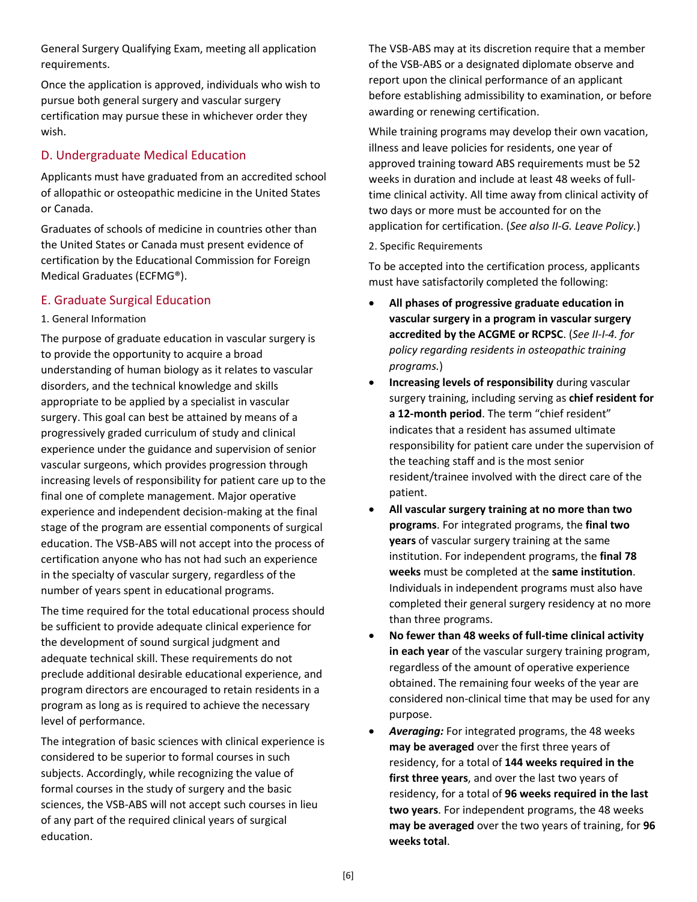General Surgery Qualifying Exam, meeting all application requirements.

Once the application is approved, individuals who wish to pursue both general surgery and vascular surgery certification may pursue these in whichever order they wish.

## D. Undergraduate Medical Education

Applicants must have graduated from an accredited school of allopathic or osteopathic medicine in the United States or Canada.

Graduates of schools of medicine in countries other than the United States or Canada must present evidence of certification by the Educational Commission for Foreign Medical Graduates (ECFMG®).

## E. Graduate Surgical Education

### 1. General Information

The purpose of graduate education in vascular surgery is to provide the opportunity to acquire a broad understanding of human biology as it relates to vascular disorders, and the technical knowledge and skills appropriate to be applied by a specialist in vascular surgery. This goal can best be attained by means of a progressively graded curriculum of study and clinical experience under the guidance and supervision of senior vascular surgeons, which provides progression through increasing levels of responsibility for patient care up to the final one of complete management. Major operative experience and independent decision-making at the final stage of the program are essential components of surgical education. The VSB-ABS will not accept into the process of certification anyone who has not had such an experience in the specialty of vascular surgery, regardless of the number of years spent in educational programs.

The time required for the total educational process should be sufficient to provide adequate clinical experience for the development of sound surgical judgment and adequate technical skill. These requirements do not preclude additional desirable educational experience, and program directors are encouraged to retain residents in a program as long as is required to achieve the necessary level of performance.

The integration of basic sciences with clinical experience is considered to be superior to formal courses in such subjects. Accordingly, while recognizing the value of formal courses in the study of surgery and the basic sciences, the VSB-ABS will not accept such courses in lieu of any part of the required clinical years of surgical education.

The VSB-ABS may at its discretion require that a member of the VSB-ABS or a designated diplomate observe and report upon the clinical performance of an applicant before establishing admissibility to examination, or before awarding or renewing certification.

While training programs may develop their own vacation, illness and leave policies for residents, one year of approved training toward ABS requirements must be 52 weeks in duration and include at least 48 weeks of full-time clinical activity. All time away from clinical activity of two days or more must be accounted for on the application for certification. (*See also II-G. Leave Policy.*)

### 2. Specific Requirements

To be accepted into the certification process, applicants must have satisfactorily completed the following:

- **All phases of progressive graduate education in vascular surgery in a program in vascular surgery accredited by the ACGME or RCPSC**. (*See II-I-4. for policy regarding residents in osteopathic training programs.*)
- **Increasing levels of responsibility** during vascular surgery training, including serving as **chief resident for a 12-month period**. The term "chief resident" indicates that a resident has assumed ultimate responsibility for patient care under the supervision of the teaching staff and is the most senior resident/trainee involved with the direct care of the patient.
- **All vascular surgery training at no more than two programs**. For integrated programs, the **final two years** of vascular surgery training at the same institution. For independent programs, the **final 78 weeks** must be completed at the **same institution**. Individuals in independent programs must also have completed their general surgery residency at no more than three programs.
- **No fewer than 48 weeks of full-time clinical activity in each year** of the vascular surgery training program, regardless of the amount of operative experience obtained. The remaining four weeks of the year are considered non-clinical time that may be used for any purpose.
- ***Averaging:*** For integrated programs, the 48 weeks **may be averaged** over the first three years of residency, for a total of **144 weeks required in the first three years**, and over the last two years of residency, for a total of **96 weeks required in the last two years**. For independent programs, the 48 weeks **may be averaged** over the two years of training, for **96 weeks total**.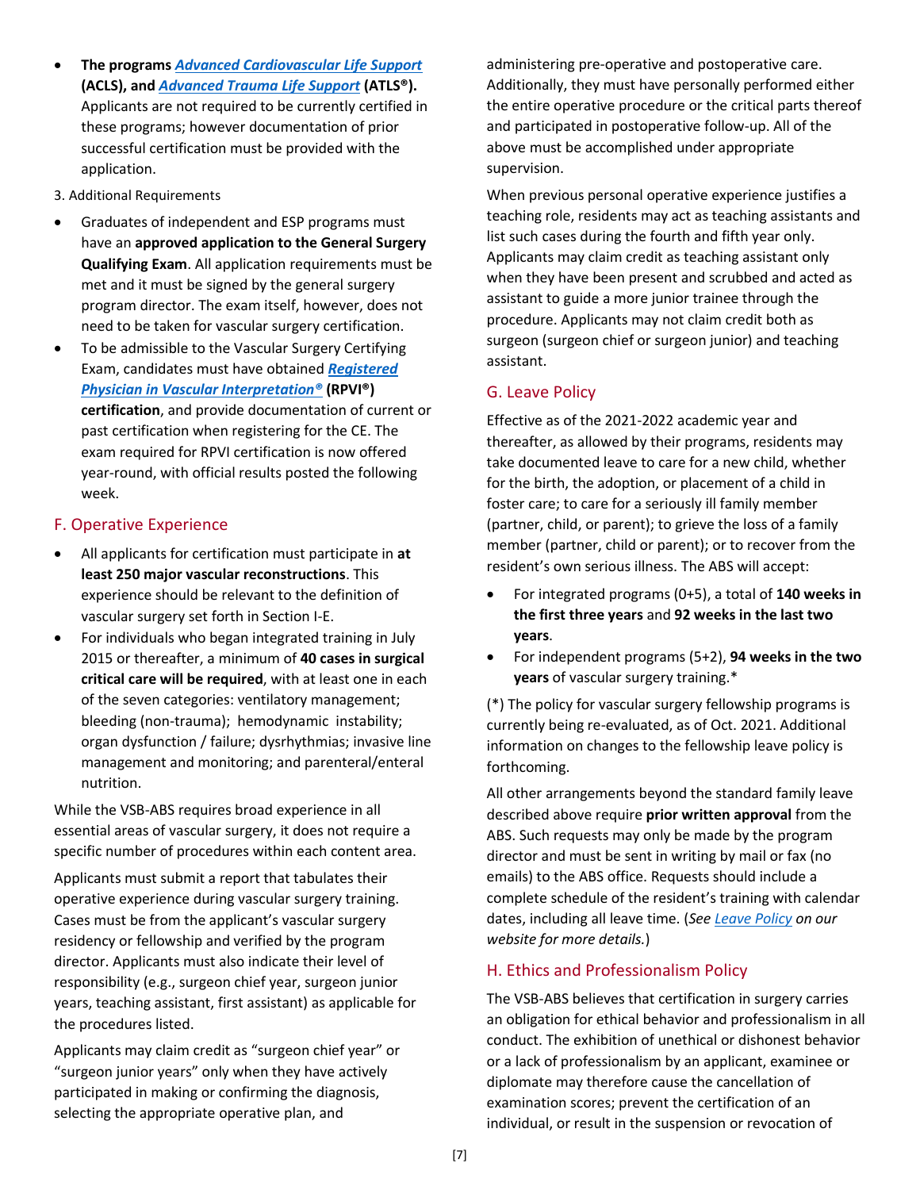- **The programs *Advanced Cardiovascular Life Support* (ACLS), and *Advanced Trauma Life Support* (ATLS®).** Applicants are not required to be currently certified in these programs; however documentation of prior successful certification must be provided with the application.

3. Additional Requirements

- Graduates of independent and ESP programs must have an **approved application to the General Surgery Qualifying Exam**. All application requirements must be met and it must be signed by the general surgery program director. The exam itself, however, does not need to be taken for vascular surgery certification.
- To be admissible to the Vascular Surgery Certifying Exam, candidates must have obtained ***Registered Physician in Vascular Interpretation®*** **(RPVI®) certification**, and provide documentation of current or past certification when registering for the CE. The exam required for RPVI certification is now offered year-round, with official results posted the following week.

## F. Operative Experience

- All applicants for certification must participate in **at least 250 major vascular reconstructions**. This experience should be relevant to the definition of vascular surgery set forth in Section I-E.
- For individuals who began integrated training in July 2015 or thereafter, a minimum of **40 cases in surgical critical care will be required**, with at least one in each of the seven categories: ventilatory management; bleeding (non-trauma); hemodynamic instability; organ dysfunction / failure; dysrhythmias; invasive line management and monitoring; and parenteral/enteral nutrition.

While the VSB-ABS requires broad experience in all essential areas of vascular surgery, it does not require a specific number of procedures within each content area.

Applicants must submit a report that tabulates their operative experience during vascular surgery training. Cases must be from the applicant's vascular surgery residency or fellowship and verified by the program director. Applicants must also indicate their level of responsibility (e.g., surgeon chief year, surgeon junior years, teaching assistant, first assistant) as applicable for the procedures listed.

Applicants may claim credit as "surgeon chief year" or "surgeon junior years" only when they have actively participated in making or confirming the diagnosis, selecting the appropriate operative plan, and administering pre-operative and postoperative care. Additionally, they must have personally performed either the entire operative procedure or the critical parts thereof and participated in postoperative follow-up. All of the above must be accomplished under appropriate supervision.

When previous personal operative experience justifies a teaching role, residents may act as teaching assistants and list such cases during the fourth and fifth year only. Applicants may claim credit as teaching assistant only when they have been present and scrubbed and acted as assistant to guide a more junior trainee through the procedure. Applicants may not claim credit both as surgeon (surgeon chief or surgeon junior) and teaching assistant.

## G. Leave Policy

Effective as of the 2021-2022 academic year and thereafter, as allowed by their programs, residents may take documented leave to care for a new child, whether for the birth, the adoption, or placement of a child in foster care; to care for a seriously ill family member (partner, child, or parent); to grieve the loss of a family member (partner, child or parent); or to recover from the resident's own serious illness. The ABS will accept:

- For integrated programs (0+5), a total of **140 weeks in the first three years** and **92 weeks in the last two years**.
- For independent programs (5+2), **94 weeks in the two years** of vascular surgery training.*

(*) The policy for vascular surgery fellowship programs is currently being re-evaluated, as of Oct. 2021. Additional information on changes to the fellowship leave policy is forthcoming.

All other arrangements beyond the standard family leave described above require **prior written approval** from the ABS. Such requests may only be made by the program director and must be sent in writing by mail or fax (no emails) to the ABS office. Requests should include a complete schedule of the resident's training with calendar dates, including all leave time. (*See Leave Policy on our website for more details.*)

## H. Ethics and Professionalism Policy

The VSB-ABS believes that certification in surgery carries an obligation for ethical behavior and professionalism in all conduct. The exhibition of unethical or dishonest behavior or a lack of professionalism by an applicant, examinee or diplomate may therefore cause the cancellation of examination scores; prevent the certification of an individual, or result in the suspension or revocation of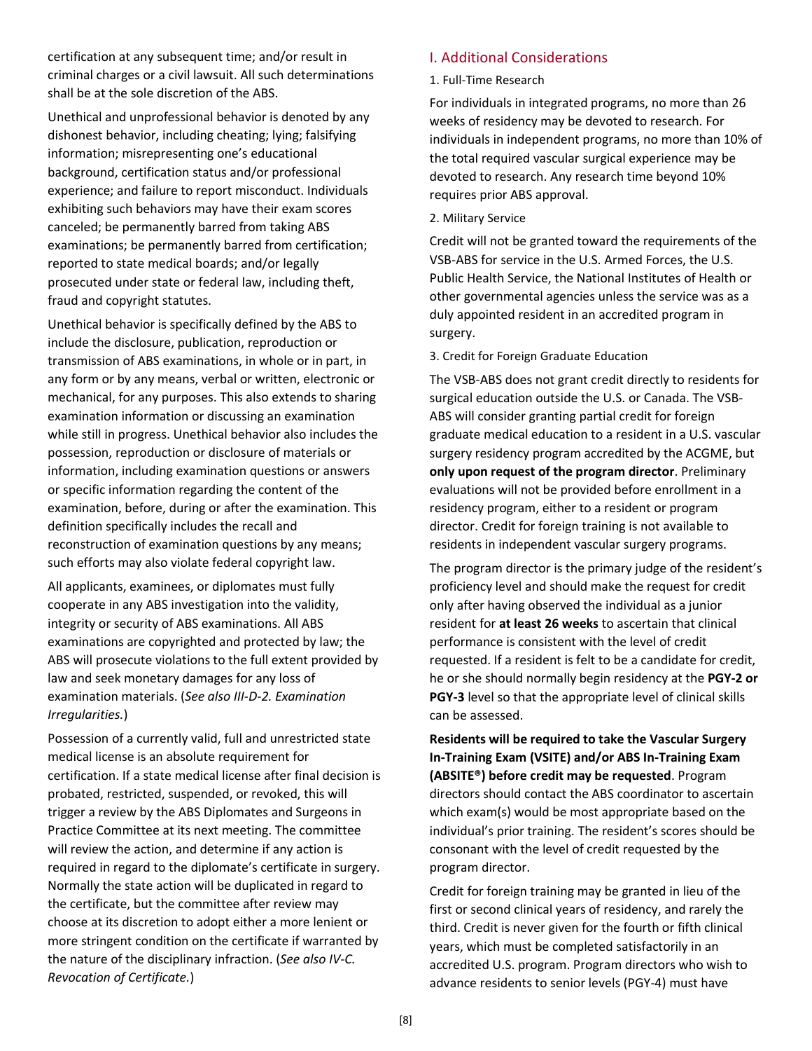certification at any subsequent time; and/or result in criminal charges or a civil lawsuit. All such determinations shall be at the sole discretion of the ABS.

Unethical and unprofessional behavior is denoted by any dishonest behavior, including cheating; lying; falsifying information; misrepresenting one's educational background, certification status and/or professional experience; and failure to report misconduct. Individuals exhibiting such behaviors may have their exam scores canceled; be permanently barred from taking ABS examinations; be permanently barred from certification; reported to state medical boards; and/or legally prosecuted under state or federal law, including theft, fraud and copyright statutes.

Unethical behavior is specifically defined by the ABS to include the disclosure, publication, reproduction or transmission of ABS examinations, in whole or in part, in any form or by any means, verbal or written, electronic or mechanical, for any purposes. This also extends to sharing examination information or discussing an examination while still in progress. Unethical behavior also includes the possession, reproduction or disclosure of materials or information, including examination questions or answers or specific information regarding the content of the examination, before, during or after the examination. This definition specifically includes the recall and reconstruction of examination questions by any means; such efforts may also violate federal copyright law.

All applicants, examinees, or diplomates must fully cooperate in any ABS investigation into the validity, integrity or security of ABS examinations. All ABS examinations are copyrighted and protected by law; the ABS will prosecute violations to the full extent provided by law and seek monetary damages for any loss of examination materials. (*See also III-D-2. Examination Irregularities.*)

Possession of a currently valid, full and unrestricted state medical license is an absolute requirement for certification. If a state medical license after final decision is probated, restricted, suspended, or revoked, this will trigger a review by the ABS Diplomates and Surgeons in Practice Committee at its next meeting. The committee will review the action, and determine if any action is required in regard to the diplomate's certificate in surgery. Normally the state action will be duplicated in regard to the certificate, but the committee after review may choose at its discretion to adopt either a more lenient or more stringent condition on the certificate if warranted by the nature of the disciplinary infraction. (*See also IV-C. Revocation of Certificate.*)

## I. Additional Considerations

### 1. Full-Time Research

For individuals in integrated programs, no more than 26 weeks of residency may be devoted to research. For individuals in independent programs, no more than 10% of the total required vascular surgical experience may be devoted to research. Any research time beyond 10% requires prior ABS approval.

### 2. Military Service

Credit will not be granted toward the requirements of the VSB-ABS for service in the U.S. Armed Forces, the U.S. Public Health Service, the National Institutes of Health or other governmental agencies unless the service was as a duly appointed resident in an accredited program in surgery.

### 3. Credit for Foreign Graduate Education

The VSB-ABS does not grant credit directly to residents for surgical education outside the U.S. or Canada. The VSB-ABS will consider granting partial credit for foreign graduate medical education to a resident in a U.S. vascular surgery residency program accredited by the ACGME, but **only upon request of the program director**. Preliminary evaluations will not be provided before enrollment in a residency program, either to a resident or program director. Credit for foreign training is not available to residents in independent vascular surgery programs.

The program director is the primary judge of the resident's proficiency level and should make the request for credit only after having observed the individual as a junior resident for **at least 26 weeks** to ascertain that clinical performance is consistent with the level of credit requested. If a resident is felt to be a candidate for credit, he or she should normally begin residency at the **PGY-2 or PGY-3** level so that the appropriate level of clinical skills can be assessed.

**Residents will be required to take the Vascular Surgery In-Training Exam (VSITE) and/or ABS In-Training Exam (ABSITE®) before credit may be requested**. Program directors should contact the ABS coordinator to ascertain which exam(s) would be most appropriate based on the individual's prior training. The resident's scores should be consonant with the level of credit requested by the program director.

Credit for foreign training may be granted in lieu of the first or second clinical years of residency, and rarely the third. Credit is never given for the fourth or fifth clinical years, which must be completed satisfactorily in an accredited U.S. program. Program directors who wish to advance residents to senior levels (PGY-4) must have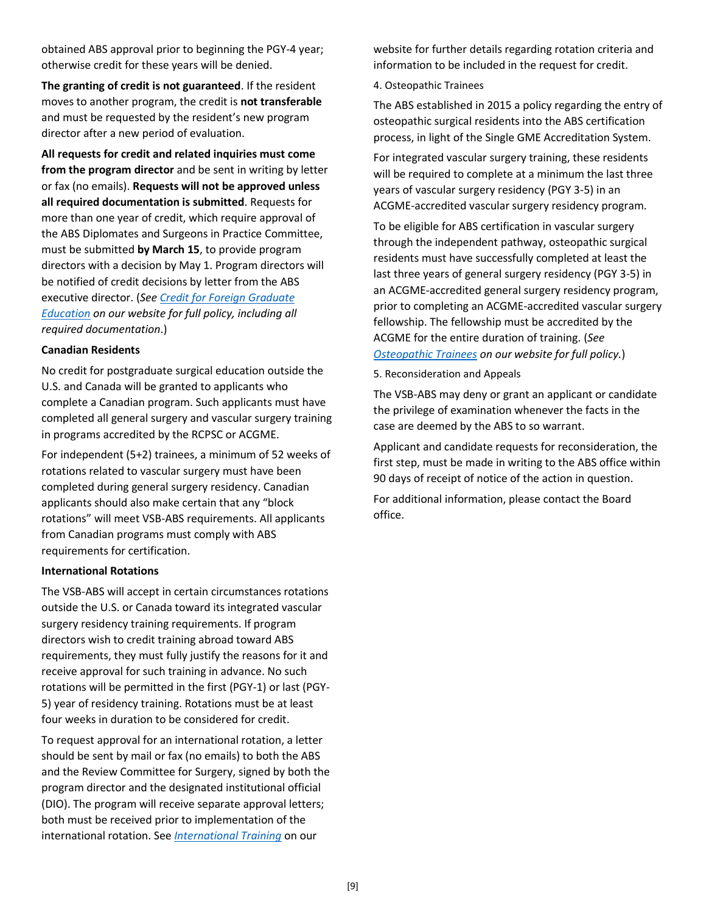obtained ABS approval prior to beginning the PGY-4 year; otherwise credit for these years will be denied.

**The granting of credit is not guaranteed**. If the resident moves to another program, the credit is **not transferable** and must be requested by the resident's new program director after a new period of evaluation.

**All requests for credit and related inquiries must come from the program director** and be sent in writing by letter or fax (no emails). **Requests will not be approved unless all required documentation is submitted**. Requests for more than one year of credit, which require approval of the ABS Diplomates and Surgeons in Practice Committee, must be submitted **by March 15**, to provide program directors with a decision by May 1. Program directors will be notified of credit decisions by letter from the ABS executive director. (*See Credit for Foreign Graduate Education on our website for full policy, including all required documentation*.)

**Canadian Residents**

No credit for postgraduate surgical education outside the U.S. and Canada will be granted to applicants who complete a Canadian program. Such applicants must have completed all general surgery and vascular surgery training in programs accredited by the RCPSC or ACGME.

For independent (5+2) trainees, a minimum of 52 weeks of rotations related to vascular surgery must have been completed during general surgery residency. Canadian applicants should also make certain that any "block rotations" will meet VSB-ABS requirements. All applicants from Canadian programs must comply with ABS requirements for certification.

**International Rotations**

The VSB-ABS will accept in certain circumstances rotations outside the U.S. or Canada toward its integrated vascular surgery residency training requirements. If program directors wish to credit training abroad toward ABS requirements, they must fully justify the reasons for it and receive approval for such training in advance. No such rotations will be permitted in the first (PGY-1) or last (PGY-5) year of residency training. Rotations must be at least four weeks in duration to be considered for credit.

To request approval for an international rotation, a letter should be sent by mail or fax (no emails) to both the ABS and the Review Committee for Surgery, signed by both the program director and the designated institutional official (DIO). The program will receive separate approval letters; both must be received prior to implementation of the international rotation. See *International Training* on our website for further details regarding rotation criteria and information to be included in the request for credit.

4. Osteopathic Trainees

The ABS established in 2015 a policy regarding the entry of osteopathic surgical residents into the ABS certification process, in light of the Single GME Accreditation System.

For integrated vascular surgery training, these residents will be required to complete at a minimum the last three years of vascular surgery residency (PGY 3-5) in an ACGME-accredited vascular surgery residency program.

To be eligible for ABS certification in vascular surgery through the independent pathway, osteopathic surgical residents must have successfully completed at least the last three years of general surgery residency (PGY 3-5) in an ACGME-accredited general surgery residency program, prior to completing an ACGME-accredited vascular surgery fellowship. The fellowship must be accredited by the ACGME for the entire duration of training. (*See Osteopathic Trainees on our website for full policy.*)

5. Reconsideration and Appeals

The VSB-ABS may deny or grant an applicant or candidate the privilege of examination whenever the facts in the case are deemed by the ABS to so warrant.

Applicant and candidate requests for reconsideration, the first step, must be made in writing to the ABS office within 90 days of receipt of notice of the action in question.

For additional information, please contact the Board office.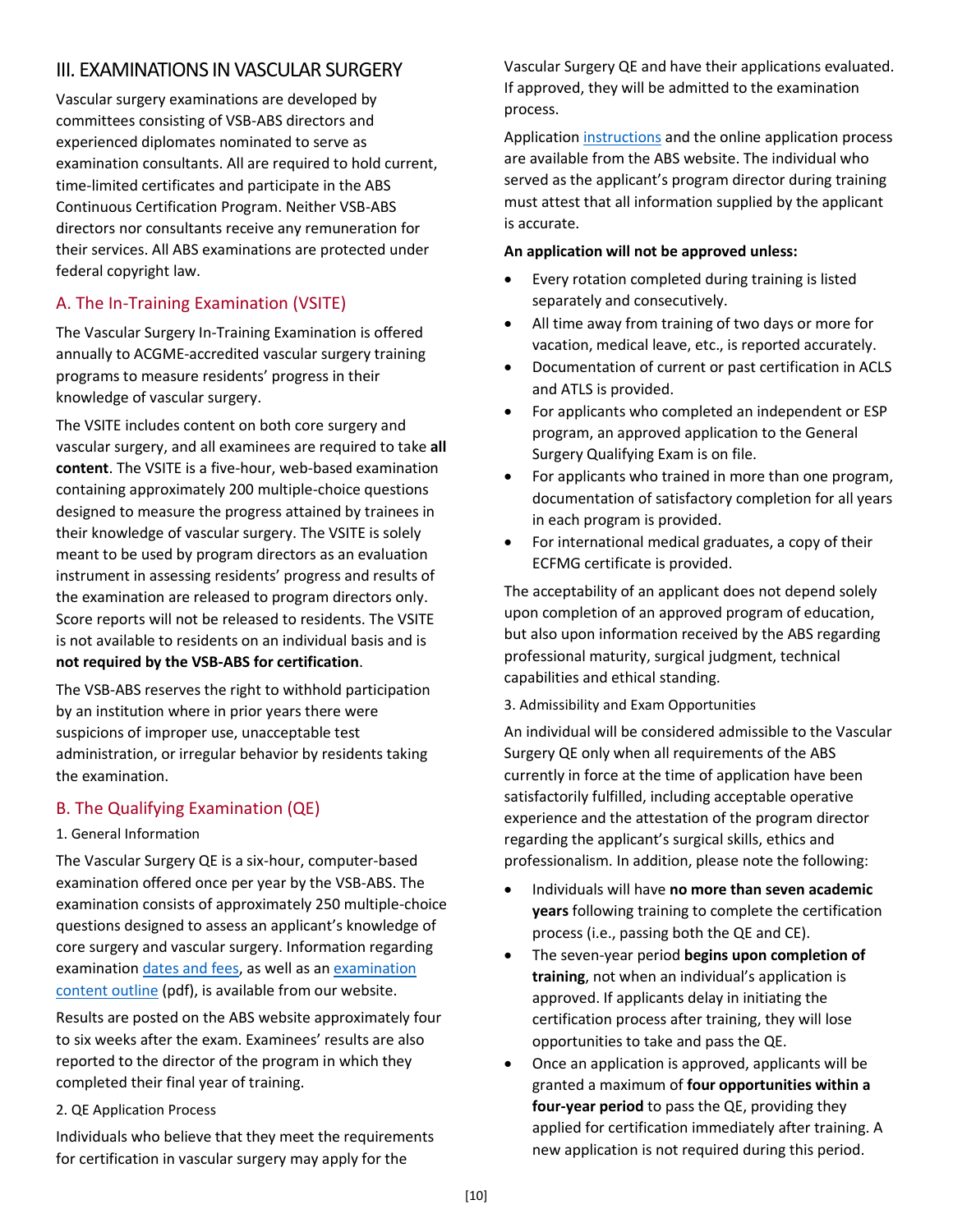## III. EXAMINATIONS IN VASCULAR SURGERY

Vascular surgery examinations are developed by committees consisting of VSB-ABS directors and experienced diplomates nominated to serve as examination consultants. All are required to hold current, time-limited certificates and participate in the ABS Continuous Certification Program. Neither VSB-ABS directors nor consultants receive any remuneration for their services. All ABS examinations are protected under federal copyright law.

### A. The In-Training Examination (VSITE)

The Vascular Surgery In-Training Examination is offered annually to ACGME-accredited vascular surgery training programs to measure residents' progress in their knowledge of vascular surgery.

The VSITE includes content on both core surgery and vascular surgery, and all examinees are required to take **all content**. The VSITE is a five-hour, web-based examination containing approximately 200 multiple-choice questions designed to measure the progress attained by trainees in their knowledge of vascular surgery. The VSITE is solely meant to be used by program directors as an evaluation instrument in assessing residents' progress and results of the examination are released to program directors only. Score reports will not be released to residents. The VSITE is not available to residents on an individual basis and is **not required by the VSB-ABS for certification**.

The VSB-ABS reserves the right to withhold participation by an institution where in prior years there were suspicions of improper use, unacceptable test administration, or irregular behavior by residents taking the examination.

### B. The Qualifying Examination (QE)

#### 1. General Information

The Vascular Surgery QE is a six-hour, computer-based examination offered once per year by the VSB-ABS. The examination consists of approximately 250 multiple-choice questions designed to assess an applicant's knowledge of core surgery and vascular surgery. Information regarding examination dates and fees, as well as an examination content outline (pdf), is available from our website.

Results are posted on the ABS website approximately four to six weeks after the exam. Examinees' results are also reported to the director of the program in which they completed their final year of training.

#### 2. QE Application Process

Individuals who believe that they meet the requirements for certification in vascular surgery may apply for the Vascular Surgery QE and have their applications evaluated. If approved, they will be admitted to the examination process.

Application instructions and the online application process are available from the ABS website. The individual who served as the applicant's program director during training must attest that all information supplied by the applicant is accurate.

**An application will not be approved unless:**

- Every rotation completed during training is listed separately and consecutively.
- All time away from training of two days or more for vacation, medical leave, etc., is reported accurately.
- Documentation of current or past certification in ACLS and ATLS is provided.
- For applicants who completed an independent or ESP program, an approved application to the General Surgery Qualifying Exam is on file.
- For applicants who trained in more than one program, documentation of satisfactory completion for all years in each program is provided.
- For international medical graduates, a copy of their ECFMG certificate is provided.

The acceptability of an applicant does not depend solely upon completion of an approved program of education, but also upon information received by the ABS regarding professional maturity, surgical judgment, technical capabilities and ethical standing.

#### 3. Admissibility and Exam Opportunities

An individual will be considered admissible to the Vascular Surgery QE only when all requirements of the ABS currently in force at the time of application have been satisfactorily fulfilled, including acceptable operative experience and the attestation of the program director regarding the applicant's surgical skills, ethics and professionalism. In addition, please note the following:

- Individuals will have **no more than seven academic years** following training to complete the certification process (i.e., passing both the QE and CE).
- The seven-year period **begins upon completion of training**, not when an individual's application is approved. If applicants delay in initiating the certification process after training, they will lose opportunities to take and pass the QE.
- Once an application is approved, applicants will be granted a maximum of **four opportunities within a four-year period** to pass the QE, providing they applied for certification immediately after training. A new application is not required during this period.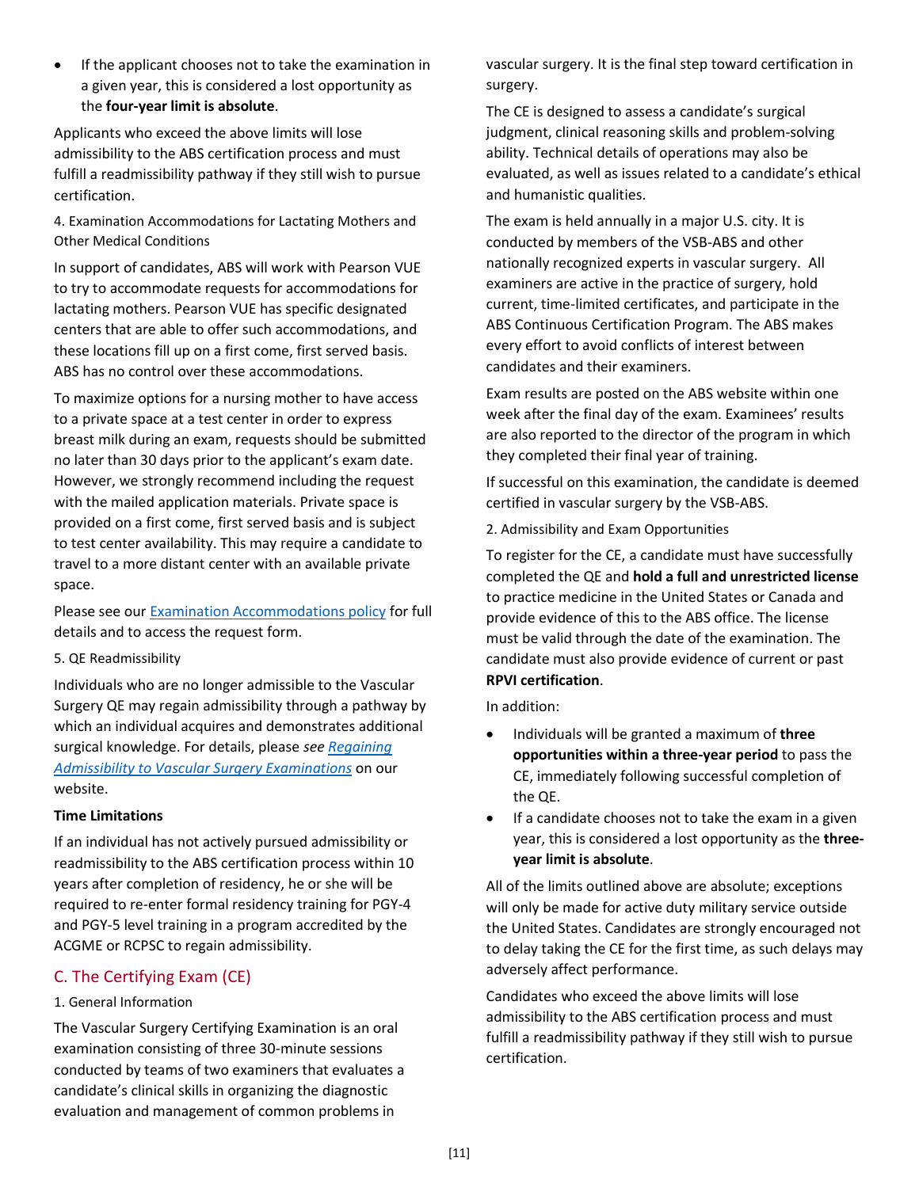- If the applicant chooses not to take the examination in a given year, this is considered a lost opportunity as the **four-year limit is absolute**.

Applicants who exceed the above limits will lose admissibility to the ABS certification process and must fulfill a readmissibility pathway if they still wish to pursue certification.

4. Examination Accommodations for Lactating Mothers and Other Medical Conditions

In support of candidates, ABS will work with Pearson VUE to try to accommodate requests for accommodations for lactating mothers. Pearson VUE has specific designated centers that are able to offer such accommodations, and these locations fill up on a first come, first served basis. ABS has no control over these accommodations.

To maximize options for a nursing mother to have access to a private space at a test center in order to express breast milk during an exam, requests should be submitted no later than 30 days prior to the applicant's exam date. However, we strongly recommend including the request with the mailed application materials. Private space is provided on a first come, first served basis and is subject to test center availability. This may require a candidate to travel to a more distant center with an available private space.

Please see our Examination Accommodations policy for full details and to access the request form.

5. QE Readmissibility

Individuals who are no longer admissible to the Vascular Surgery QE may regain admissibility through a pathway by which an individual acquires and demonstrates additional surgical knowledge. For details, please *see Regaining Admissibility to Vascular Surgery Examinations* on our website.

**Time Limitations**

If an individual has not actively pursued admissibility or readmissibility to the ABS certification process within 10 years after completion of residency, he or she will be required to re-enter formal residency training for PGY-4 and PGY-5 level training in a program accredited by the ACGME or RCPSC to regain admissibility.

## C. The Certifying Exam (CE)

1. General Information

The Vascular Surgery Certifying Examination is an oral examination consisting of three 30-minute sessions conducted by teams of two examiners that evaluates a candidate's clinical skills in organizing the diagnostic evaluation and management of common problems in vascular surgery. It is the final step toward certification in surgery.

The CE is designed to assess a candidate's surgical judgment, clinical reasoning skills and problem-solving ability. Technical details of operations may also be evaluated, as well as issues related to a candidate's ethical and humanistic qualities.

The exam is held annually in a major U.S. city. It is conducted by members of the VSB-ABS and other nationally recognized experts in vascular surgery. All examiners are active in the practice of surgery, hold current, time-limited certificates, and participate in the ABS Continuous Certification Program. The ABS makes every effort to avoid conflicts of interest between candidates and their examiners.

Exam results are posted on the ABS website within one week after the final day of the exam. Examinees' results are also reported to the director of the program in which they completed their final year of training.

If successful on this examination, the candidate is deemed certified in vascular surgery by the VSB-ABS.

2. Admissibility and Exam Opportunities

To register for the CE, a candidate must have successfully completed the QE and **hold a full and unrestricted license** to practice medicine in the United States or Canada and provide evidence of this to the ABS office. The license must be valid through the date of the examination. The candidate must also provide evidence of current or past **RPVI certification**.

In addition:

- Individuals will be granted a maximum of **three opportunities within a three-year period** to pass the CE, immediately following successful completion of the QE.
- If a candidate chooses not to take the exam in a given year, this is considered a lost opportunity as the **three-year limit is absolute**.

All of the limits outlined above are absolute; exceptions will only be made for active duty military service outside the United States. Candidates are strongly encouraged not to delay taking the CE for the first time, as such delays may adversely affect performance.

Candidates who exceed the above limits will lose admissibility to the ABS certification process and must fulfill a readmissibility pathway if they still wish to pursue certification.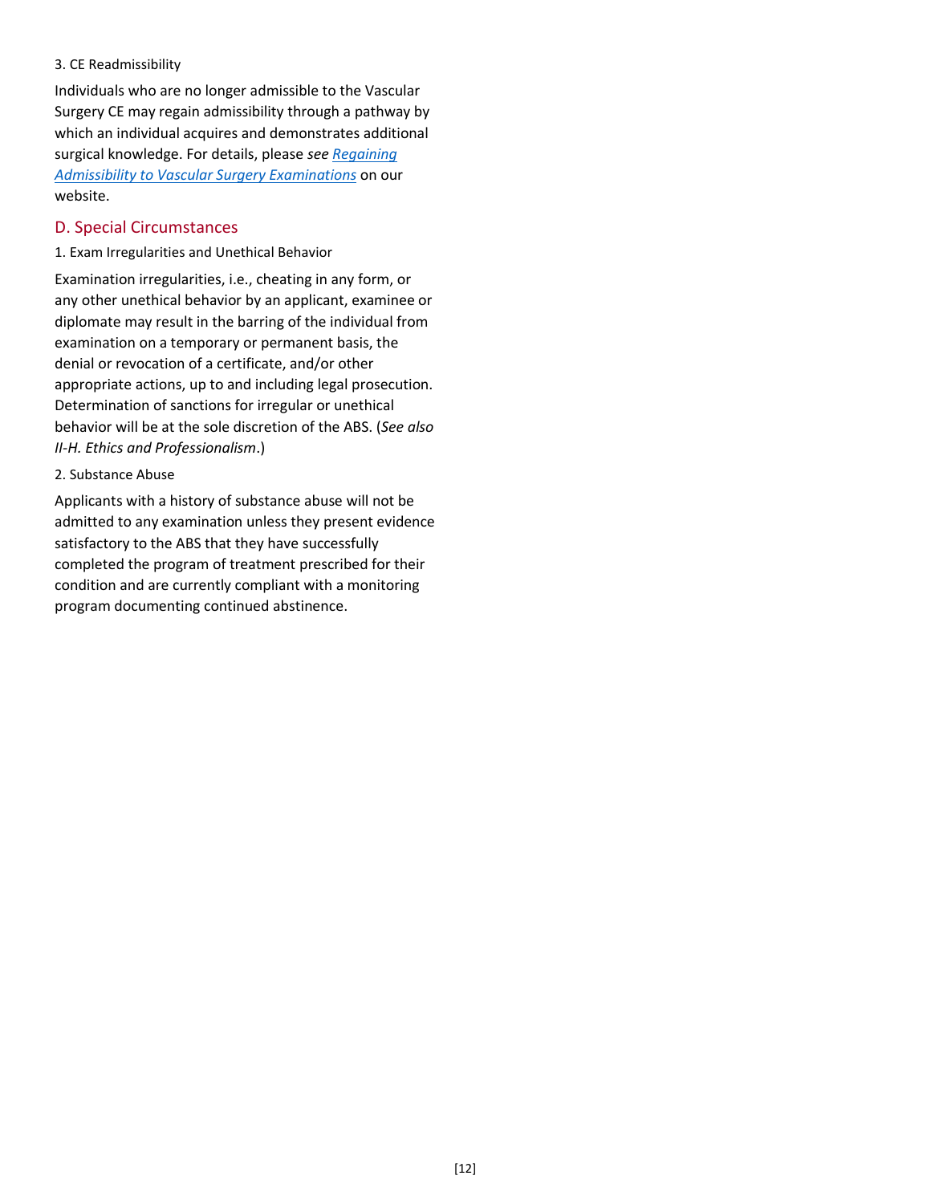#### 3. CE Readmissibility

Individuals who are no longer admissible to the Vascular Surgery CE may regain admissibility through a pathway by which an individual acquires and demonstrates additional surgical knowledge. For details, please *see [Regaining Admissibility to Vascular Surgery Examinations]* on our website.

### D. Special Circumstances

#### 1. Exam Irregularities and Unethical Behavior

Examination irregularities, i.e., cheating in any form, or any other unethical behavior by an applicant, examinee or diplomate may result in the barring of the individual from examination on a temporary or permanent basis, the denial or revocation of a certificate, and/or other appropriate actions, up to and including legal prosecution. Determination of sanctions for irregular or unethical behavior will be at the sole discretion of the ABS. (*See also II-H. Ethics and Professionalism*.)

#### 2. Substance Abuse

Applicants with a history of substance abuse will not be admitted to any examination unless they present evidence satisfactory to the ABS that they have successfully completed the program of treatment prescribed for their condition and are currently compliant with a monitoring program documenting continued abstinence.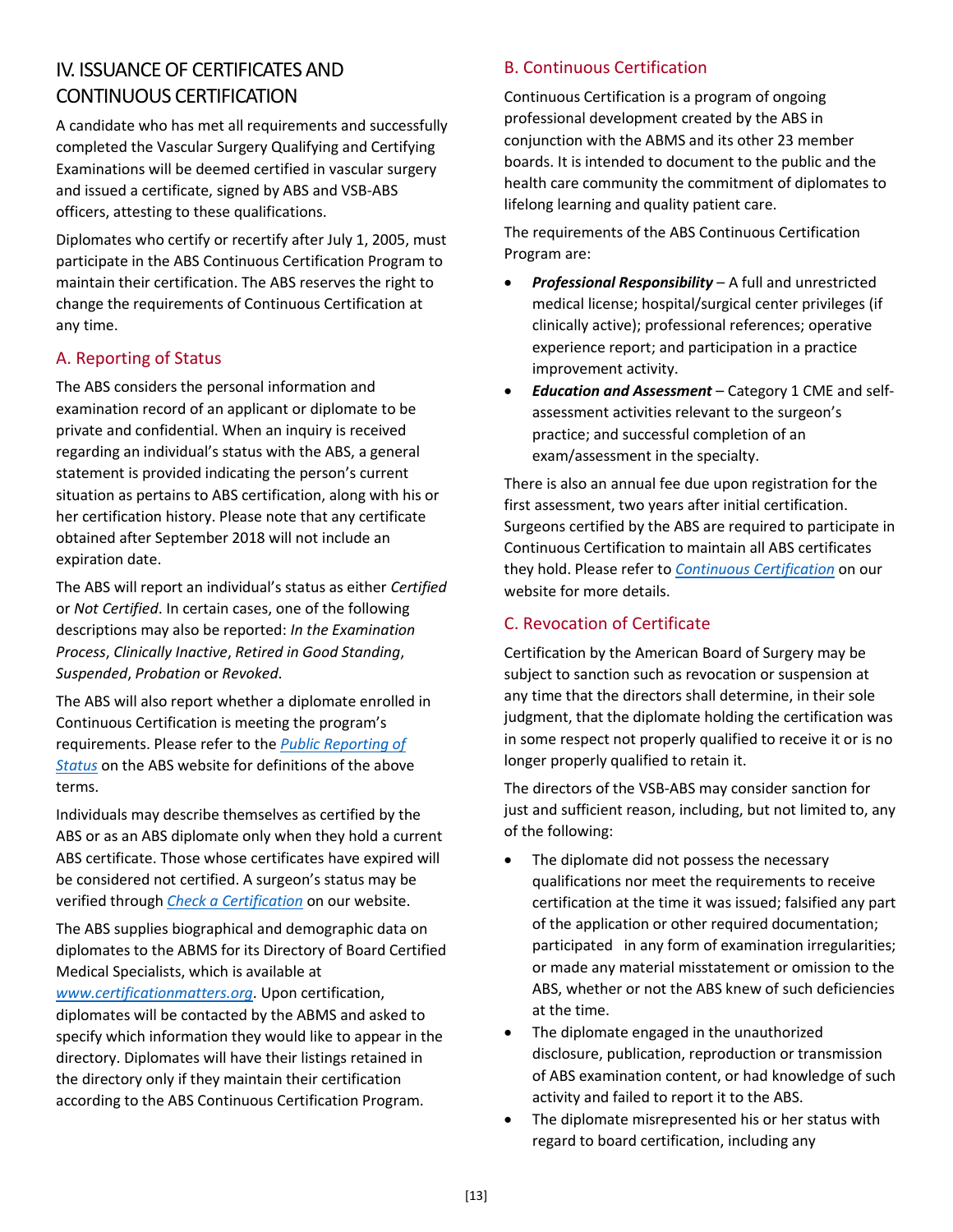## IV. ISSUANCE OF CERTIFICATES AND CONTINUOUS CERTIFICATION

A candidate who has met all requirements and successfully completed the Vascular Surgery Qualifying and Certifying Examinations will be deemed certified in vascular surgery and issued a certificate, signed by ABS and VSB-ABS officers, attesting to these qualifications.

Diplomates who certify or recertify after July 1, 2005, must participate in the ABS Continuous Certification Program to maintain their certification. The ABS reserves the right to change the requirements of Continuous Certification at any time.

### A. Reporting of Status

The ABS considers the personal information and examination record of an applicant or diplomate to be private and confidential. When an inquiry is received regarding an individual's status with the ABS, a general statement is provided indicating the person's current situation as pertains to ABS certification, along with his or her certification history. Please note that any certificate obtained after September 2018 will not include an expiration date.

The ABS will report an individual's status as either *Certified* or *Not Certified*. In certain cases, one of the following descriptions may also be reported: *In the Examination Process*, *Clinically Inactive*, *Retired in Good Standing*, *Suspended*, *Probation* or *Revoked*.

The ABS will also report whether a diplomate enrolled in Continuous Certification is meeting the program's requirements. Please refer to the *Public Reporting of Status* on the ABS website for definitions of the above terms.

Individuals may describe themselves as certified by the ABS or as an ABS diplomate only when they hold a current ABS certificate. Those whose certificates have expired will be considered not certified. A surgeon's status may be verified through *Check a Certification* on our website.

The ABS supplies biographical and demographic data on diplomates to the ABMS for its Directory of Board Certified Medical Specialists, which is available at *www.certificationmatters.org*. Upon certification, diplomates will be contacted by the ABMS and asked to specify which information they would like to appear in the directory. Diplomates will have their listings retained in the directory only if they maintain their certification according to the ABS Continuous Certification Program.

### B. Continuous Certification

Continuous Certification is a program of ongoing professional development created by the ABS in conjunction with the ABMS and its other 23 member boards. It is intended to document to the public and the health care community the commitment of diplomates to lifelong learning and quality patient care.

The requirements of the ABS Continuous Certification Program are:

- ***Professional Responsibility*** – A full and unrestricted medical license; hospital/surgical center privileges (if clinically active); professional references; operative experience report; and participation in a practice improvement activity.
- ***Education and Assessment*** – Category 1 CME and self-assessment activities relevant to the surgeon's practice; and successful completion of an exam/assessment in the specialty.

There is also an annual fee due upon registration for the first assessment, two years after initial certification. Surgeons certified by the ABS are required to participate in Continuous Certification to maintain all ABS certificates they hold. Please refer to *Continuous Certification* on our website for more details.

### C. Revocation of Certificate

Certification by the American Board of Surgery may be subject to sanction such as revocation or suspension at any time that the directors shall determine, in their sole judgment, that the diplomate holding the certification was in some respect not properly qualified to receive it or is no longer properly qualified to retain it.

The directors of the VSB-ABS may consider sanction for just and sufficient reason, including, but not limited to, any of the following:

- The diplomate did not possess the necessary qualifications nor meet the requirements to receive certification at the time it was issued; falsified any part of the application or other required documentation; participated in any form of examination irregularities; or made any material misstatement or omission to the ABS, whether or not the ABS knew of such deficiencies at the time.
- The diplomate engaged in the unauthorized disclosure, publication, reproduction or transmission of ABS examination content, or had knowledge of such activity and failed to report it to the ABS.
- The diplomate misrepresented his or her status with regard to board certification, including any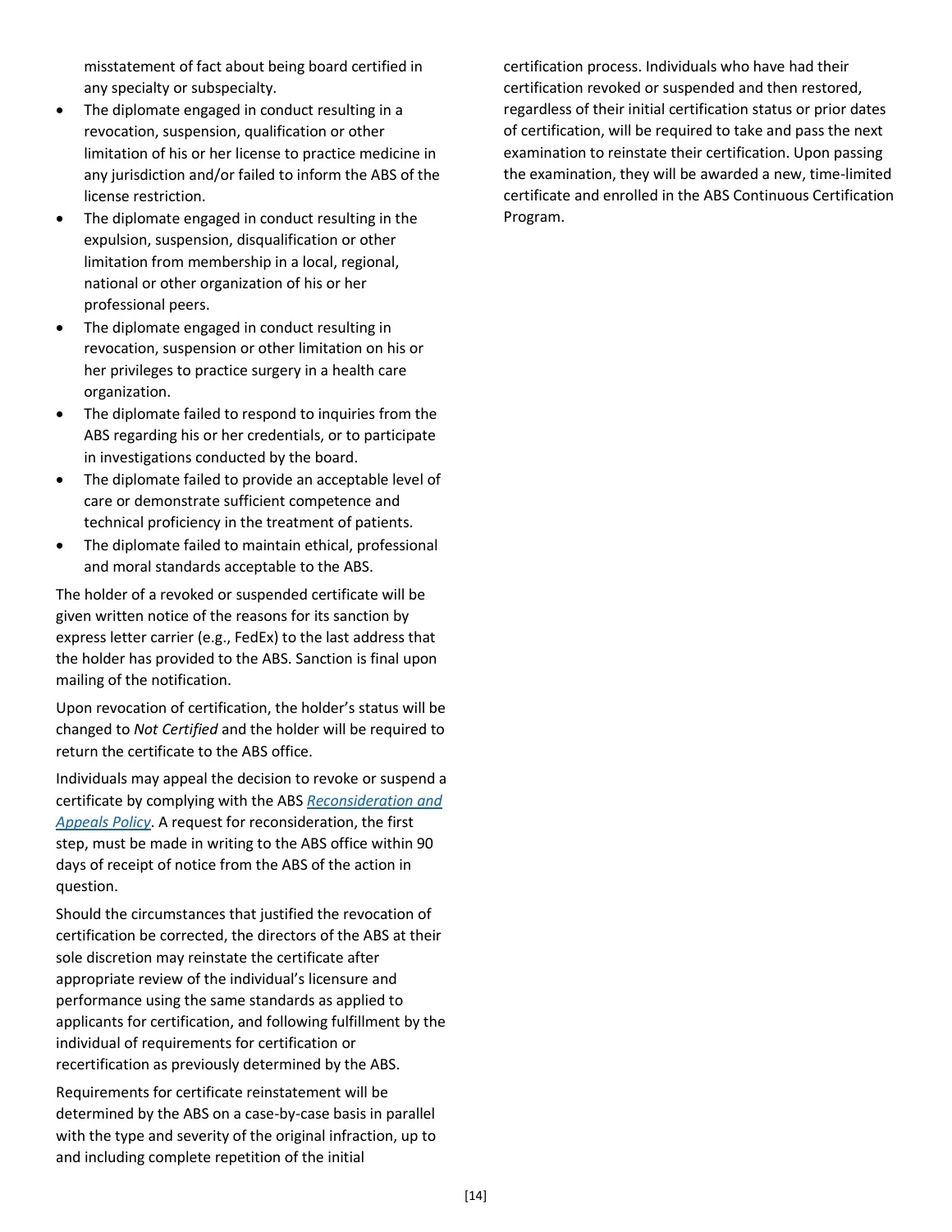misstatement of fact about being board certified in any specialty or subspecialty.

- The diplomate engaged in conduct resulting in a revocation, suspension, qualification or other limitation of his or her license to practice medicine in any jurisdiction and/or failed to inform the ABS of the license restriction.
- The diplomate engaged in conduct resulting in the expulsion, suspension, disqualification or other limitation from membership in a local, regional, national or other organization of his or her professional peers.
- The diplomate engaged in conduct resulting in revocation, suspension or other limitation on his or her privileges to practice surgery in a health care organization.
- The diplomate failed to respond to inquiries from the ABS regarding his or her credentials, or to participate in investigations conducted by the board.
- The diplomate failed to provide an acceptable level of care or demonstrate sufficient competence and technical proficiency in the treatment of patients.
- The diplomate failed to maintain ethical, professional and moral standards acceptable to the ABS.

The holder of a revoked or suspended certificate will be given written notice of the reasons for its sanction by express letter carrier (e.g., FedEx) to the last address that the holder has provided to the ABS. Sanction is final upon mailing of the notification.

Upon revocation of certification, the holder's status will be changed to *Not Certified* and the holder will be required to return the certificate to the ABS office.

Individuals may appeal the decision to revoke or suspend a certificate by complying with the ABS *Reconsideration and Appeals Policy*. A request for reconsideration, the first step, must be made in writing to the ABS office within 90 days of receipt of notice from the ABS of the action in question.

Should the circumstances that justified the revocation of certification be corrected, the directors of the ABS at their sole discretion may reinstate the certificate after appropriate review of the individual's licensure and performance using the same standards as applied to applicants for certification, and following fulfillment by the individual of requirements for certification or recertification as previously determined by the ABS.

Requirements for certificate reinstatement will be determined by the ABS on a case-by-case basis in parallel with the type and severity of the original infraction, up to and including complete repetition of the initial certification process. Individuals who have had their certification revoked or suspended and then restored, regardless of their initial certification status or prior dates of certification, will be required to take and pass the next examination to reinstate their certification. Upon passing the examination, they will be awarded a new, time-limited certificate and enrolled in the ABS Continuous Certification Program.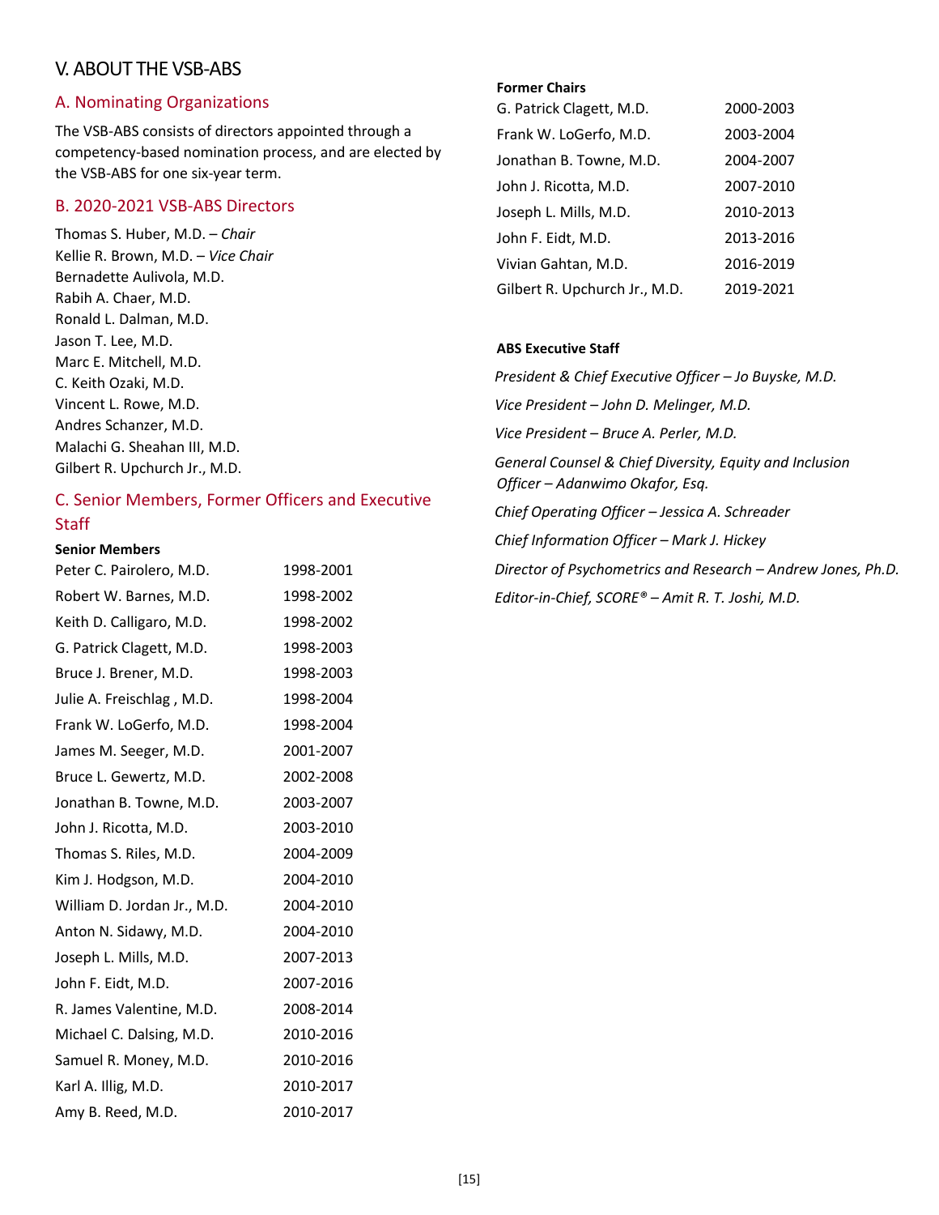# V. ABOUT THE VSB-ABS

## A. Nominating Organizations

The VSB-ABS consists of directors appointed through a competency-based nomination process, and are elected by the VSB-ABS for one six-year term.

## B. 2020-2021 VSB-ABS Directors

Thomas S. Huber, M.D. – *Chair*
Kellie R. Brown, M.D. – *Vice Chair*
Bernadette Aulivola, M.D.
Rabih A. Chaer, M.D.
Ronald L. Dalman, M.D.
Jason T. Lee, M.D.
Marc E. Mitchell, M.D.
C. Keith Ozaki, M.D.
Vincent L. Rowe, M.D.
Andres Schanzer, M.D.
Malachi G. Sheahan III, M.D.
Gilbert R. Upchurch Jr., M.D.

## C. Senior Members, Former Officers and Executive Staff

**Senior Members**

| | |
|---|---|
| Peter C. Pairolero, M.D. | 1998-2001 |
| Robert W. Barnes, M.D. | 1998-2002 |
| Keith D. Calligaro, M.D. | 1998-2002 |
| G. Patrick Clagett, M.D. | 1998-2003 |
| Bruce J. Brener, M.D. | 1998-2003 |
| Julie A. Freischlag , M.D. | 1998-2004 |
| Frank W. LoGerfo, M.D. | 1998-2004 |
| James M. Seeger, M.D. | 2001-2007 |
| Bruce L. Gewertz, M.D. | 2002-2008 |
| Jonathan B. Towne, M.D. | 2003-2007 |
| John J. Ricotta, M.D. | 2003-2010 |
| Thomas S. Riles, M.D. | 2004-2009 |
| Kim J. Hodgson, M.D. | 2004-2010 |
| William D. Jordan Jr., M.D. | 2004-2010 |
| Anton N. Sidawy, M.D. | 2004-2010 |
| Joseph L. Mills, M.D. | 2007-2013 |
| John F. Eidt, M.D. | 2007-2016 |
| R. James Valentine, M.D. | 2008-2014 |
| Michael C. Dalsing, M.D. | 2010-2016 |
| Samuel R. Money, M.D. | 2010-2016 |
| Karl A. Illig, M.D. | 2010-2017 |
| Amy B. Reed, M.D. | 2010-2017 |

**Former Chairs**

| | |
|---|---|
| G. Patrick Clagett, M.D. | 2000-2003 |
| Frank W. LoGerfo, M.D. | 2003-2004 |
| Jonathan B. Towne, M.D. | 2004-2007 |
| John J. Ricotta, M.D. | 2007-2010 |
| Joseph L. Mills, M.D. | 2010-2013 |
| John F. Eidt, M.D. | 2013-2016 |
| Vivian Gahtan, M.D. | 2016-2019 |
| Gilbert R. Upchurch Jr., M.D. | 2019-2021 |

**ABS Executive Staff**

*President & Chief Executive Officer – Jo Buyske, M.D.*

*Vice President – John D. Melinger, M.D.*

*Vice President – Bruce A. Perler, M.D.*

*General Counsel & Chief Diversity, Equity and Inclusion Officer – Adanwimo Okafor, Esq.*

*Chief Operating Officer – Jessica A. Schreader*

*Chief Information Officer – Mark J. Hickey*

*Director of Psychometrics and Research – Andrew Jones, Ph.D.*

*Editor-in-Chief, SCORE® – Amit R. T. Joshi, M.D.*